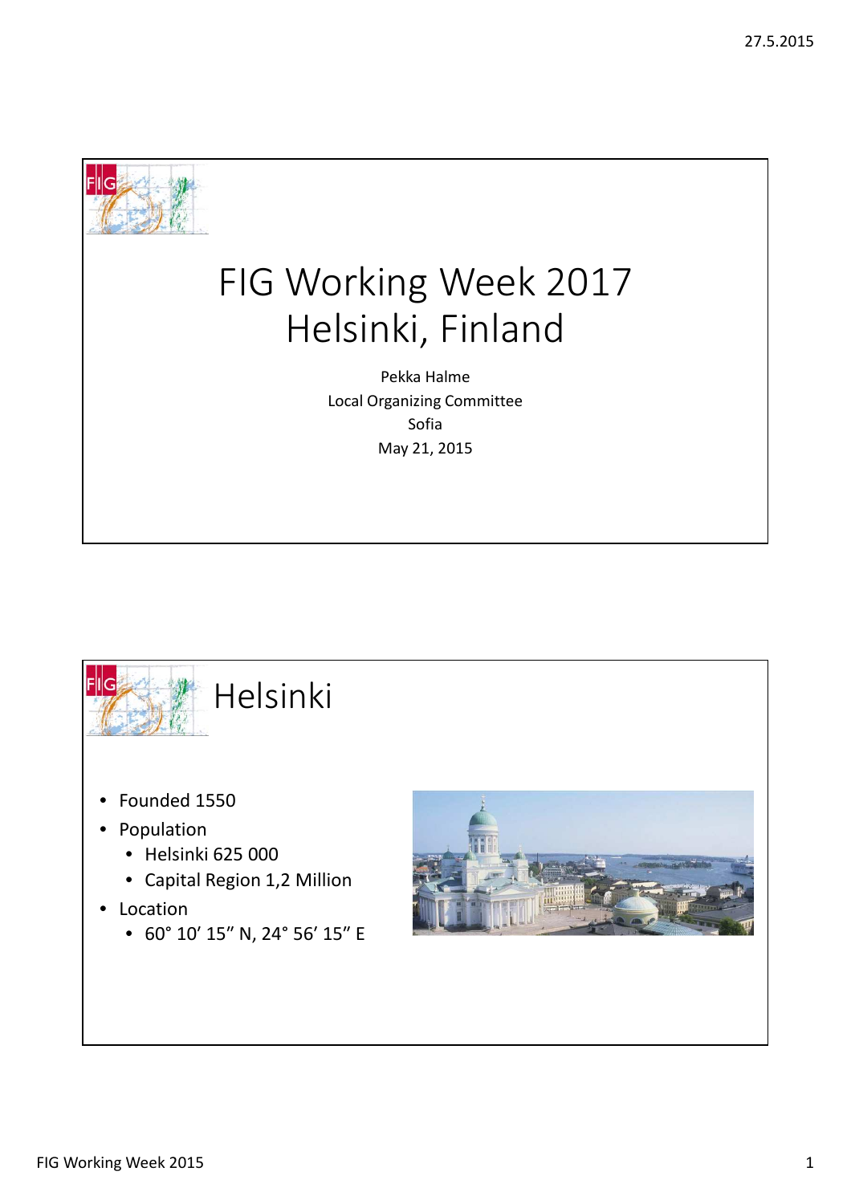# FIG Working Week 2017 Helsinki, Finland

Pekka Halme

Local Organizing Committee

Sofia

May 21, 2015

## Helsinki

- Founded 1550
- Population
  - Helsinki 625 000
  - Capital Region 1,2 Million
- Location
  - 60° 10′ 15″ N, 24° 56′ 15″ E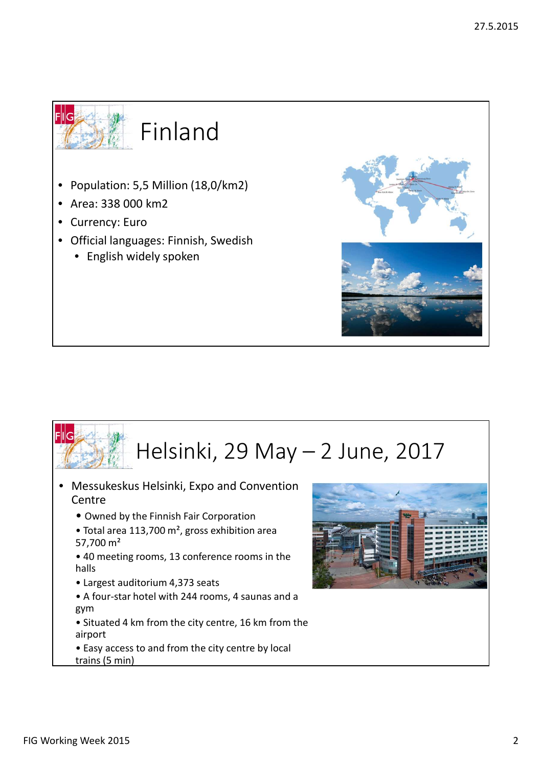# Finland

- Population: 5,5 Million (18,0/km2)
- Area: 338 000 km2
- Currency: Euro
- Official languages: Finnish, Swedish
  - English widely spoken

# Helsinki, 29 May – 2 June, 2017

- Messukeskus Helsinki, Expo and Convention Centre
  - Owned by the Finnish Fair Corporation
  - Total area 113,700 m², gross exhibition area 57,700 m²
  - 40 meeting rooms, 13 conference rooms in the halls
  - Largest auditorium 4,373 seats
  - A four-star hotel with 244 rooms, 4 saunas and a gym
  - Situated 4 km from the city centre, 16 km from the airport
  - Easy access to and from the city centre by local trains (5 min)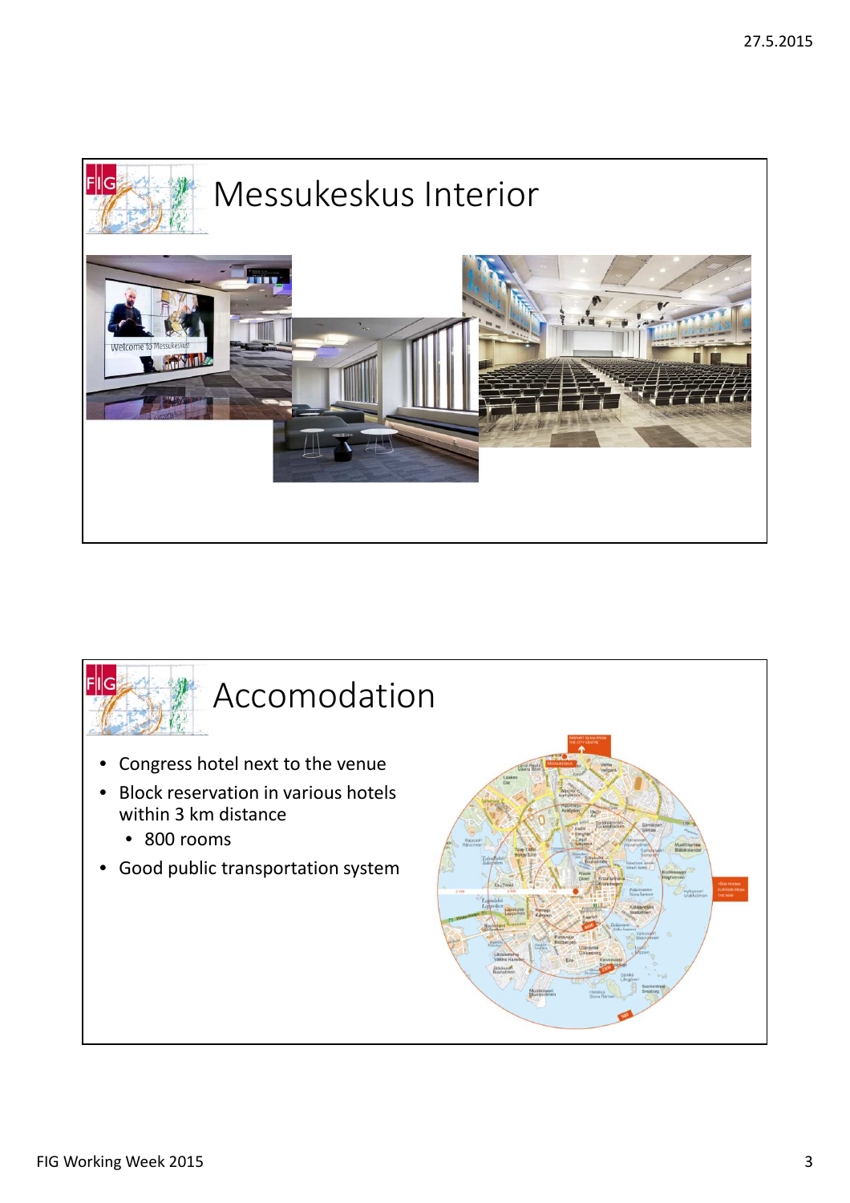# Messukeskus Interior

# Accomodation

- Congress hotel next to the venue
- Block reservation in various hotels within 3 km distance
  - 800 rooms
- Good public transportation system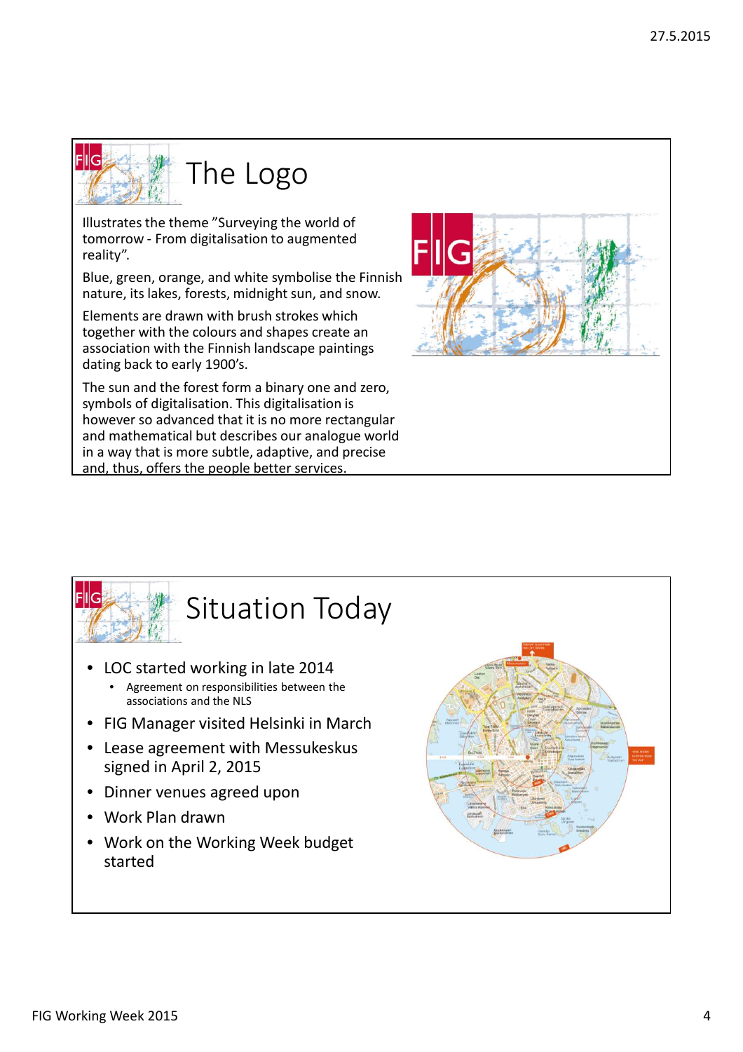## The Logo

Illustrates the theme "Surveying the world of tomorrow - From digitalisation to augmented reality".

Blue, green, orange, and white symbolise the Finnish nature, its lakes, forests, midnight sun, and snow.

Elements are drawn with brush strokes which together with the colours and shapes create an association with the Finnish landscape paintings dating back to early 1900's.

The sun and the forest form a binary one and zero, symbols of digitalisation. This digitalisation is however so advanced that it is no more rectangular and mathematical but describes our analogue world in a way that is more subtle, adaptive, and precise and, thus, offers the people better services.

## Situation Today

- LOC started working in late 2014
  - Agreement on responsibilities between the associations and the NLS
- FIG Manager visited Helsinki in March
- Lease agreement with Messukeskus signed in April 2, 2015
- Dinner venues agreed upon
- Work Plan drawn
- Work on the Working Week budget started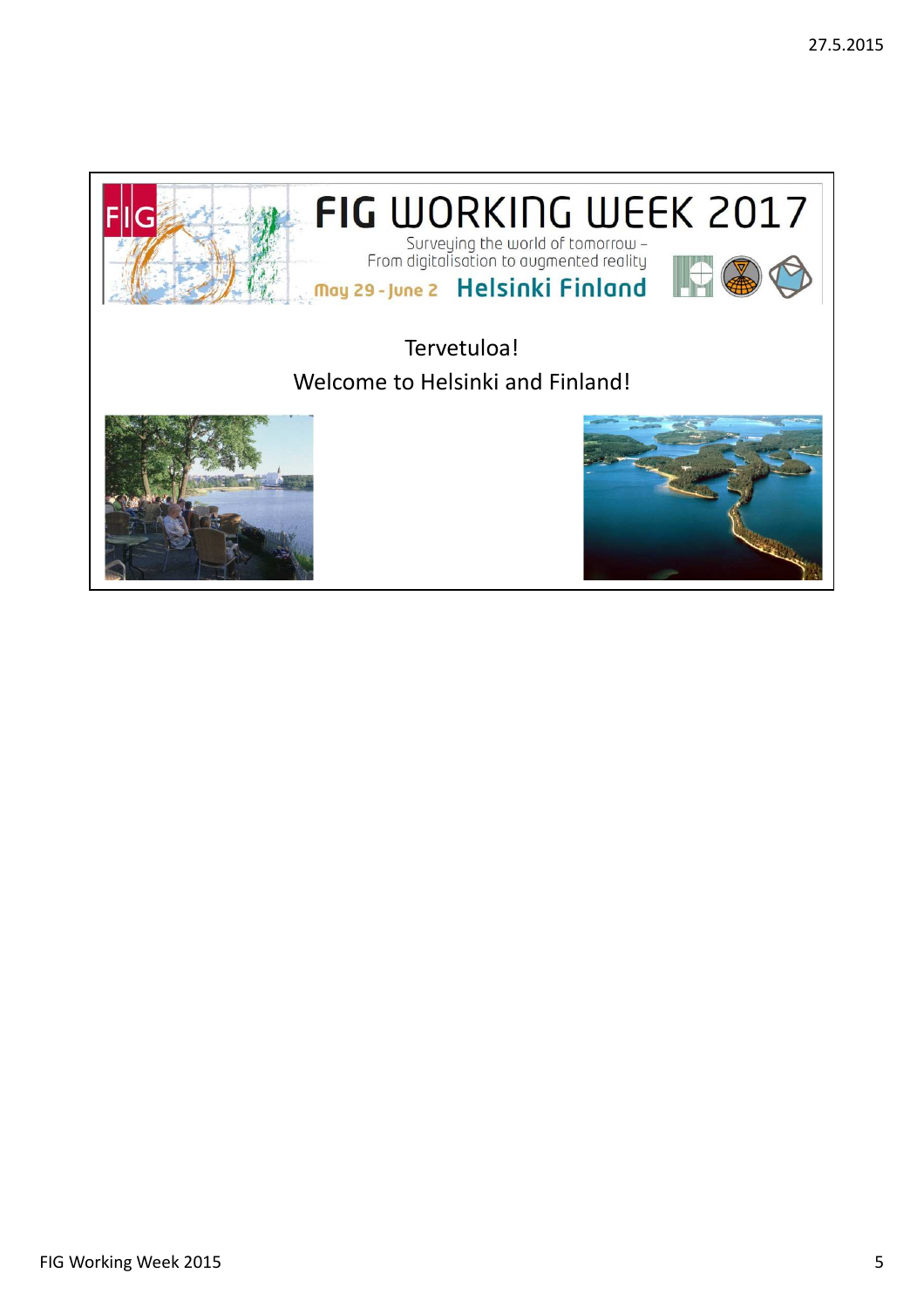# FIG WORKING WEEK 2017

Surveying the world of tomorrow –
From digitalisation to augmented reality

May 29 - June 2 **Helsinki Finland**

Tervetuloa!

Welcome to Helsinki and Finland!